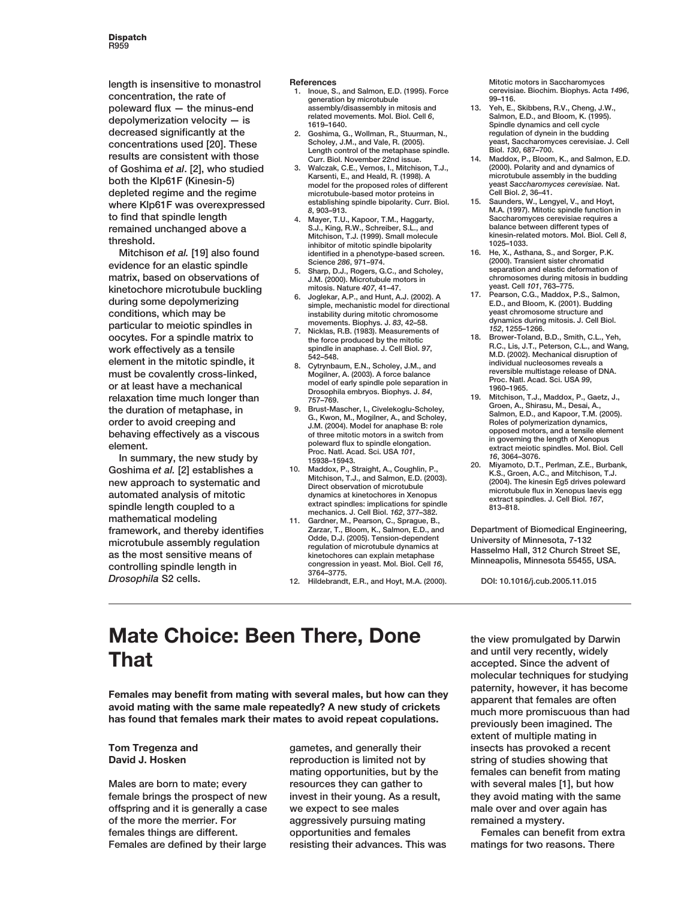length is insensitive to monastrol concentration, the rate of poleward flux — the minus-end depolymerization velocity — is decreased significantly at the concentrations used [20]. These results are consistent with those of Goshima *et al*. [2], who studied both the Klp61F (Kinesin-5) depleted regime and the regime where Klp61F was overexpressed to find that spindle length remained unchanged above a threshold.

Mitchison *et al.* [19] also found evidence for an elastic spindle matrix, based on observations of kinetochore microtubule buckling during some depolymerizing conditions, which may be particular to meiotic spindles in oocytes. For a spindle matrix to work effectively as a tensile element in the mitotic spindle, it must be covalently cross-linked, or at least have a mechanical relaxation time much longer than the duration of metaphase, in order to avoid creeping and behaving effectively as a viscous element.

In summary, the new study by Goshima *et al.* [2] establishes a new approach to systematic and automated analysis of mitotic spindle length coupled to a mathematical modeling framework, and thereby identifies microtubule assembly regulation as the most sensitive means of controlling spindle length in *Drosophila* S2 cells.

**References**

1. Inoue, S., and Salmon, E.D. (1995). Force generation by microtubule assembly/disassembly in mitosis and related movements. Mol. Biol. Cell *6*, 1619–1640.
2. Goshima, G., Wollman, R., Stuurman, N., Scholey, J.M., and Vale, R. (2005). Length control of the metaphase spindle. Curr. Biol. November 22nd issue.
3. Walczak, C.E., Vernos, I., Mitchison, T.J., Karsenti, E., and Heald, R. (1998). A model for the proposed roles of different microtubule-based motor proteins in establishing spindle bipolarity. Curr. Biol. *8*, 903–913.
4. Mayer, T.U., Kapoor, T.M., Haggarty, S.J., King, R.W., Schreiber, S.L., and Mitchison, T.J. (1999). Small molecule inhibitor of mitotic spindle bipolarity identified in a phenotype-based screen. Science *286*, 971–974.
5. Sharp, D.J., Rogers, G.C., and Scholey, J.M. (2000). Microtubule motors in mitosis. Nature *407*, 41–47.
6. Joglekar, A.P., and Hunt, A.J. (2002). A simple, mechanistic model for directional instability during mitotic chromosome movements. Biophys. J. *83*, 42–58.
7. Nicklas, R.B. (1983). Measurements of the force produced by the mitotic spindle in anaphase. J. Cell Biol. *97*, 542–548.
8. Cytrynbaum, E.N., Scholey, J.M., and Mogilner, A. (2003). A force balance model of early spindle pole separation in Drosophila embryos. Biophys. J. *84*, 757–769.
9. Brust-Mascher, I., Civelekoglu-Scholey, G., Kwon, M., Mogilner, A., and Scholey, J.M. (2004). Model for anaphase B: role of three mitotic motors in a switch from poleward flux to spindle elongation. Proc. Natl. Acad. Sci. USA *101*, 15938–15943.
10. Maddox, P., Straight, A., Coughlin, P., Mitchison, T.J., and Salmon, E.D. (2003). Direct observation of microtubule dynamics at kinetochores in Xenopus extract spindles: implications for spindle mechanics. J. Cell Biol. *162*, 377–382.
11. Gardner, M., Pearson, C., Sprague, B., Zarzar, T., Bloom, K., Salmon, E.D., and Odde, D.J. (2005). Tension-dependent regulation of microtubule dynamics at kinetochores can explain metaphase congression in yeast. Mol. Biol. Cell *16*, 3764–3775.
12. Hildebrandt, E.R., and Hoyt, M.A. (2000). Mitotic motors in Saccharomyces cerevisiae. Biochim. Biophys. Acta *1496*, 99–116.
13. Yeh, E., Skibbens, R.V., Cheng, J.W., Salmon, E.D., and Bloom, K. (1995). Spindle dynamics and cell cycle regulation of dynein in the budding yeast, Saccharomyces cerevisiae. J. Cell Biol. *130*, 687–700.
14. Maddox, P., Bloom, K., and Salmon, E.D. (2000). Polarity and and dynamics of microtubule assembly in the budding yeast *Saccharomyces cerevisiae.* Nat. Cell Biol. *2*, 36–41.
15. Saunders, W., Lengyel, V., and Hoyt, M.A. (1997). Mitotic spindle function in Saccharomyces cerevisiae requires a balance between different types of kinesin-related motors. Mol. Biol. Cell *8*, 1025–1033.
16. He, X., Asthana, S., and Sorger, P.K. (2000). Transient sister chromatid separation and elastic deformation of chromosomes during mitosis in budding yeast. Cell *101*, 763–775.
17. Pearson, C.G., Maddox, P.S., Salmon, E.D., and Bloom, K. (2001). Budding yeast chromosome structure and dynamics during mitosis. J. Cell Biol. *152*, 1255–1266.
18. Brower-Toland, B.D., Smith, C.L., Yeh, R.C., Lis, J.T., Peterson, C.L., and Wang, M.D. (2002). Mechanical disruption of individual nucleosomes reveals a reversible multistage release of DNA. Proc. Natl. Acad. Sci. USA *99*, 1960–1965.
19. Mitchison, T.J., Maddox, P., Gaetz, J., Groen, A., Shirasu, M., Desai, A., Salmon, E.D., and Kapoor, T.M. (2005). Roles of polymerization dynamics, opposed motors, and a tensile element in governing the length of Xenopus extract meiotic spindles. Mol. Biol. Cell *16*, 3064–3076.
20. Miyamoto, D.T., Perlman, Z.E., Burbank, K.S., Groen, A.C., and Mitchison, T.J. (2004). The kinesin Eg5 drives poleward microtubule flux in Xenopus laevis egg extract spindles. J. Cell Biol. *167*, 813–818.

Department of Biomedical Engineering, University of Minnesota, 7-132 Hasselmo Hall, 312 Church Street SE, Minneapolis, Minnesota 55455, USA.

DOI: 10.1016/j.cub.2005.11.015

# Mate Choice: Been There, Done That

**Females may benefit from mating with several males, but how can they avoid mating with the same male repeatedly? A new study of crickets has found that females mark their mates to avoid repeat copulations.**

**Tom Tregenza and David J. Hosken**

Males are born to mate; every female brings the prospect of new offspring and it is generally a case of the more the merrier. For females things are different. Females are defined by their large gametes, and generally their reproduction is limited not by mating opportunities, but by the resources they can gather to invest in their young. As a result, we expect to see males aggressively pursuing mating opportunities and females resisting their advances. This was the view promulgated by Darwin and until very recently, widely accepted. Since the advent of molecular techniques for studying paternity, however, it has become apparent that females are often much more promiscuous than had previously been imagined. The extent of multiple mating in insects has provoked a recent string of studies showing that females can benefit from mating with several males [1], but how they avoid mating with the same male over and over again has remained a mystery.

Females can benefit from extra matings for two reasons. There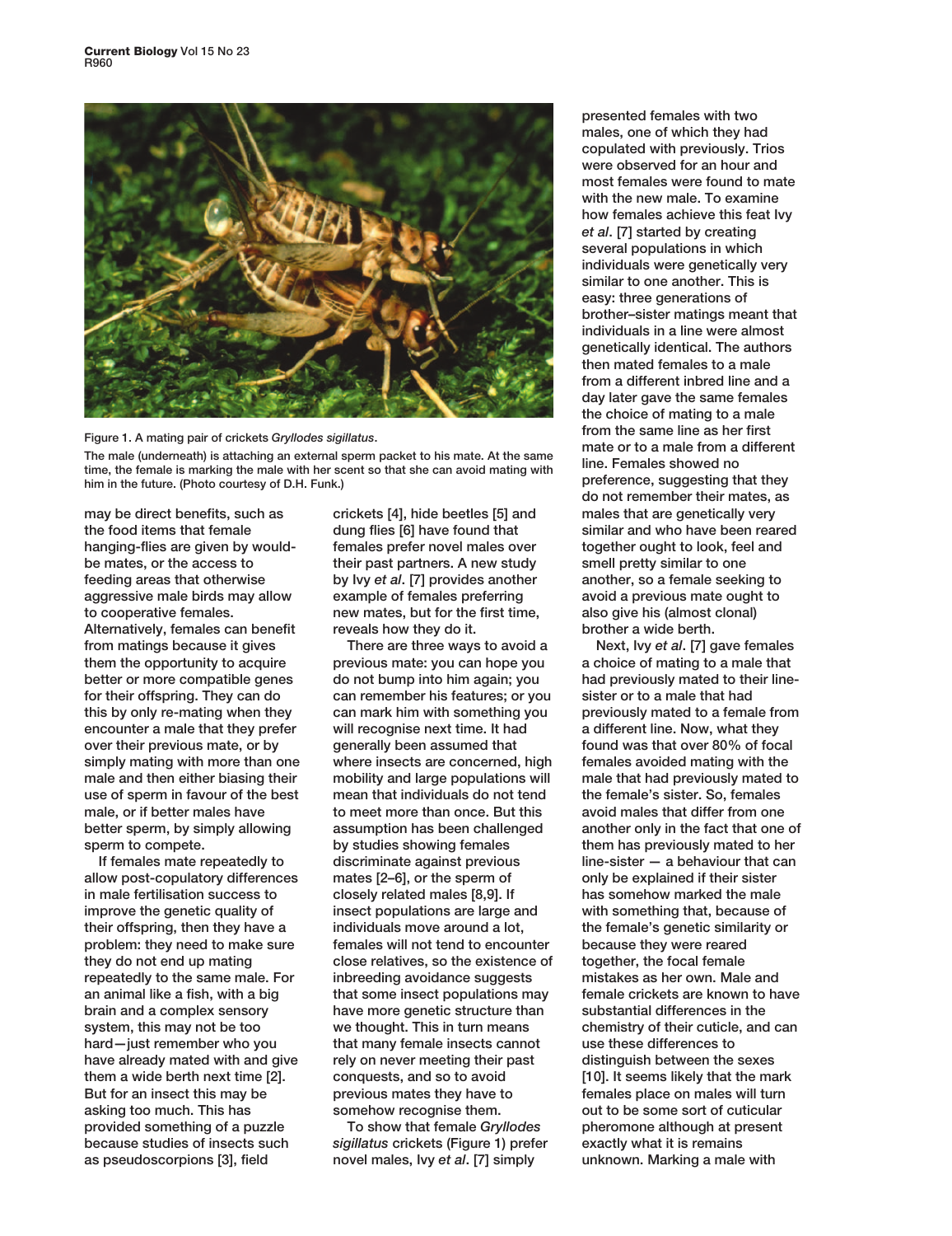Figure 1. A mating pair of crickets *Gryllodes sigillatus*.

The male (underneath) is attaching an external sperm packet to his mate. At the same time, the female is marking the male with her scent so that she can avoid mating with him in the future. (Photo courtesy of D.H. Funk.)

may be direct benefits, such as the food items that female hanging-flies are given by would-be mates, or the access to feeding areas that otherwise aggressive male birds may allow to cooperative females. Alternatively, females can benefit from matings because it gives them the opportunity to acquire better or more compatible genes for their offspring. They can do this by only re-mating when they encounter a male that they prefer over their previous mate, or by simply mating with more than one male and then either biasing their use of sperm in favour of the best male, or if better males have better sperm, by simply allowing sperm to compete.

If females mate repeatedly to allow post-copulatory differences in male fertilisation success to improve the genetic quality of their offspring, then they have a problem: they need to make sure they do not end up mating repeatedly to the same male. For an animal like a fish, with a big brain and a complex sensory system, this may not be too hard — just remember who you have already mated with and give them a wide berth next time [2]. But for an insect this may be asking too much. This has provided something of a puzzle because studies of insects such as pseudoscorpions [3], field crickets [4], hide beetles [5] and dung flies [6] have found that females prefer novel males over their past partners. A new study by Ivy *et al*. [7] provides another example of females preferring new mates, but for the first time, reveals how they do it.

There are three ways to avoid a previous mate: you can hope you do not bump into him again; you can remember his features; or you can mark him with something you will recognise next time. It had generally been assumed that where insects are concerned, high mobility and large populations will mean that individuals do not tend to meet more than once. But this assumption has been challenged by studies showing females discriminate against previous mates [2–6], or the sperm of closely related males [8,9]. If insect populations are large and individuals move around a lot, females will not tend to encounter close relatives, so the existence of inbreeding avoidance suggests that some insect populations may have more genetic structure than we thought. This in turn means that many female insects cannot rely on never meeting their past conquests, and so to avoid previous mates they have to somehow recognise them.

To show that female *Gryllodes sigillatus* crickets (Figure 1) prefer novel males, Ivy *et al*. [7] simply presented females with two males, one of which they had copulated with previously. Trios were observed for an hour and most females were found to mate with the new male. To examine how females achieve this feat Ivy *et al*. [7] started by creating several populations in which individuals were genetically very similar to one another. This is easy: three generations of brother–sister matings meant that individuals in a line were almost genetically identical. The authors then mated females to a male from a different inbred line and a day later gave the same females the choice of mating to a male from the same line as her first mate or to a male from a different line. Females showed no preference, suggesting that they do not remember their mates, as males that are genetically very similar and who have been reared together ought to look, feel and smell pretty similar to one another, so a female seeking to avoid a previous mate ought to also give his (almost clonal) brother a wide berth.

Next, Ivy *et al*. [7] gave females a choice of mating to a male that had previously mated to their line-sister or to a male that had previously mated to a female from a different line. Now, what they found was that over 80% of focal females avoided mating with the male that had previously mated to the female's sister. So, females avoid males that differ from one another only in the fact that one of them has previously mated to her line-sister — a behaviour that can only be explained if their sister has somehow marked the male with something that, because of the female's genetic similarity or because they were reared together, the focal female mistakes as her own. Male and female crickets are known to have substantial differences in the chemistry of their cuticle, and can use these differences to distinguish between the sexes [10]. It seems likely that the mark females place on males will turn out to be some sort of cuticular pheromone although at present exactly what it is remains unknown. Marking a male with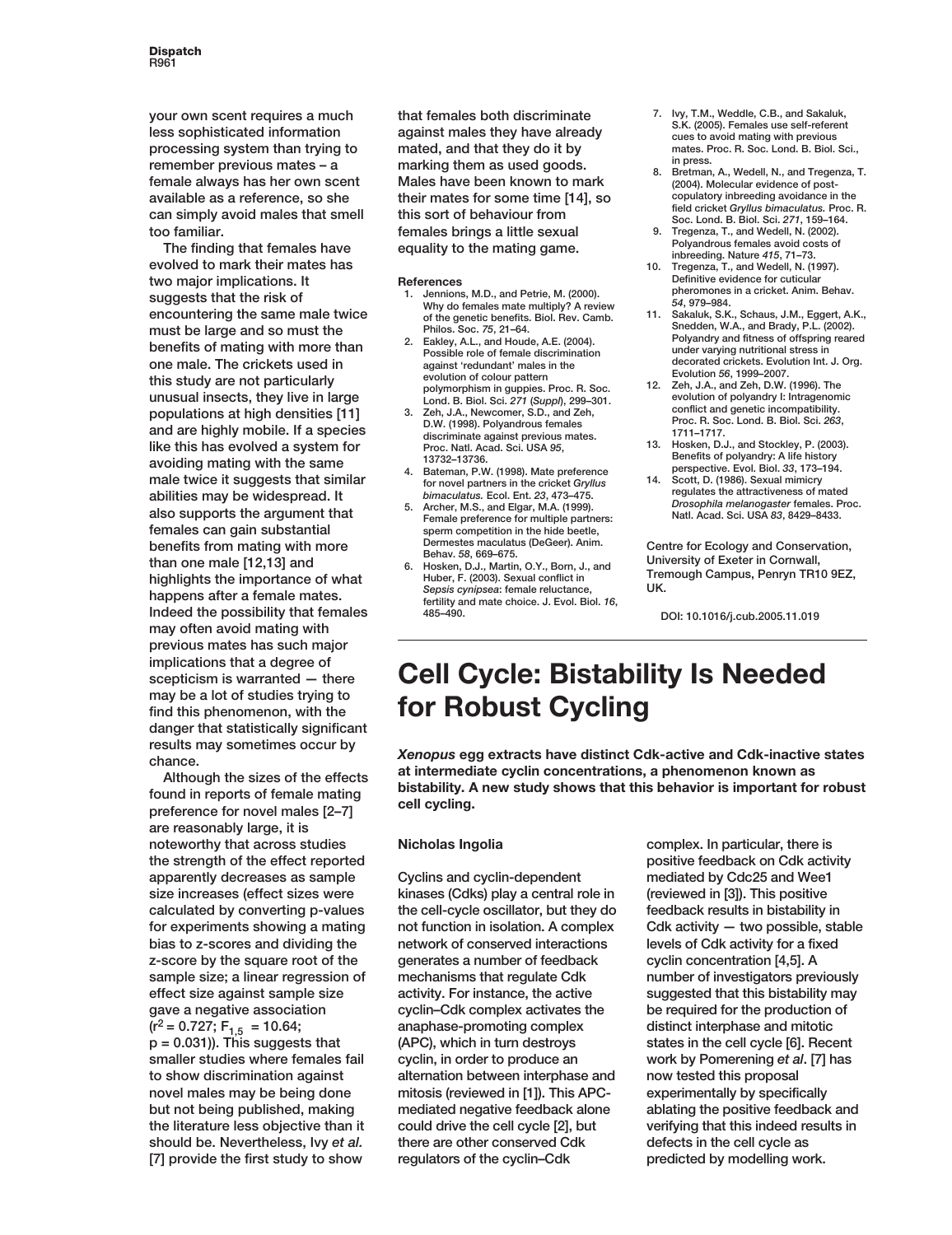your own scent requires a much less sophisticated information processing system than trying to remember previous mates – a female always has her own scent available as a reference, so she can simply avoid males that smell too familiar.

The finding that females have evolved to mark their mates has two major implications. It suggests that the risk of encountering the same male twice must be large and so must the benefits of mating with more than one male. The crickets used in this study are not particularly unusual insects, they live in large populations at high densities [11] and are highly mobile. If a species like this has evolved a system for avoiding mating with the same male twice it suggests that similar abilities may be widespread. It also supports the argument that females can gain substantial benefits from mating with more than one male [12,13] and highlights the importance of what happens after a female mates. Indeed the possibility that females may often avoid mating with previous mates has such major implications that a degree of scepticism is warranted — there may be a lot of studies trying to find this phenomenon, with the danger that statistically significant results may sometimes occur by chance.

Although the sizes of the effects found in reports of female mating preference for novel males [2–7] are reasonably large, it is noteworthy that across studies the strength of the effect reported apparently decreases as sample size increases (effect sizes were calculated by converting p-values for experiments showing a mating bias to z-scores and dividing the z-score by the square root of the sample size; a linear regression of effect size against sample size gave a negative association ($r^2 = 0.727$; $F_{1,5} = 10.64$; $p = 0.031$)). This suggests that smaller studies where females fail to show discrimination against novel males may be being done but not being published, making the literature less objective than it should be. Nevertheless, Ivy *et al.* [7] provide the first study to show that females both discriminate against males they have already mated, and that they do it by marking them as used goods. Males have been known to mark their mates for some time [14], so this sort of behaviour from females brings a little sexual equality to the mating game.

**References**

1. Jennions, M.D., and Petrie, M. (2000). Why do females mate multiply? A review of the genetic benefits. Biol. Rev. Camb. Philos. Soc. *75*, 21–64.
2. Eakley, A.L., and Houde, A.E. (2004). Possible role of female discrimination against 'redundant' males in the evolution of colour pattern polymorphism in guppies. Proc. R. Soc. Lond. B. Biol. Sci. *271* (*Suppl*), 299–301.
3. Zeh, J.A., Newcomer, S.D., and Zeh, D.W. (1998). Polyandrous females discriminate against previous mates. Proc. Natl. Acad. Sci. USA *95*, 13732–13736.
4. Bateman, P.W. (1998). Mate preference for novel partners in the cricket *Gryllus bimaculatus*. Ecol. Ent. *23*, 473–475.
5. Archer, M.S., and Elgar, M.A. (1999). Female preference for multiple partners: sperm competition in the hide beetle, Dermestes maculatus (DeGeer). Anim. Behav. *58*, 669–675.
6. Hosken, D.J., Martin, O.Y., Born, J., and Huber, F. (2003). Sexual conflict in *Sepsis cynipsea*: female reluctance, fertility and mate choice. J. Evol. Biol. *16*, 485–490.
7. Ivy, T.M., Weddle, C.B., and Sakaluk, S.K. (2005). Females use self-referent cues to avoid mating with previous mates. Proc. R. Soc. Lond. B. Biol. Sci., in press.
8. Bretman, A., Wedell, N., and Tregenza, T. (2004). Molecular evidence of post-copulatory inbreeding avoidance in the field cricket *Gryllus bimaculatus.* Proc. R. Soc. Lond. B. Biol. Sci. *271*, 159–164.
9. Tregenza, T., and Wedell, N. (2002). Polyandrous females avoid costs of inbreeding. Nature *415*, 71–73.
10. Tregenza, T., and Wedell, N. (1997). Definitive evidence for cuticular pheromones in a cricket. Anim. Behav. *54*, 979–984.
11. Sakaluk, S.K., Schaus, J.M., Eggert, A.K., Snedden, W.A., and Brady, P.L. (2002). Polyandry and fitness of offspring reared under varying nutritional stress in decorated crickets. Evolution Int. J. Org. Evolution *56*, 1999–2007.
12. Zeh, J.A., and Zeh, D.W. (1996). The evolution of polyandry I: Intragenomic conflict and genetic incompatibility. Proc. R. Soc. Lond. B. Biol. Sci. *263*, 1711–1717.
13. Hosken, D.J., and Stockley, P. (2003). Benefits of polyandry: A life history perspective. Evol. Biol. *33*, 173–194.
14. Scott, D. (1986). Sexual mimicry regulates the attractiveness of mated *Drosophila melanogaster* females. Proc. Natl. Acad. Sci. USA *83*, 8429–8433.

Centre for Ecology and Conservation, University of Exeter in Cornwall, Tremough Campus, Penryn TR10 9EZ, UK.

DOI: 10.1016/j.cub.2005.11.019

# Cell Cycle: Bistability Is Needed for Robust Cycling

***Xenopus*** **egg extracts have distinct Cdk-active and Cdk-inactive states at intermediate cyclin concentrations, a phenomenon known as bistability. A new study shows that this behavior is important for robust cell cycling.**

**Nicholas Ingolia**

Cyclins and cyclin-dependent kinases (Cdks) play a central role in the cell-cycle oscillator, but they do not function in isolation. A complex network of conserved interactions generates a number of feedback mechanisms that regulate Cdk activity. For instance, the active cyclin–Cdk complex activates the anaphase-promoting complex (APC), which in turn destroys cyclin, in order to produce an alternation between interphase and mitosis (reviewed in [1]). This APC-mediated negative feedback alone could drive the cell cycle [2], but there are other conserved Cdk regulators of the cyclin–Cdk complex. In particular, there is positive feedback on Cdk activity mediated by Cdc25 and Wee1 (reviewed in [3]). This positive feedback results in bistability in Cdk activity — two possible, stable levels of Cdk activity for a fixed cyclin concentration [4,5]. A number of investigators previously suggested that this bistability may be required for the production of distinct interphase and mitotic states in the cell cycle [6]. Recent work by Pomerening *et al*. [7] has now tested this proposal experimentally by specifically ablating the positive feedback and verifying that this indeed results in defects in the cell cycle as predicted by modelling work.